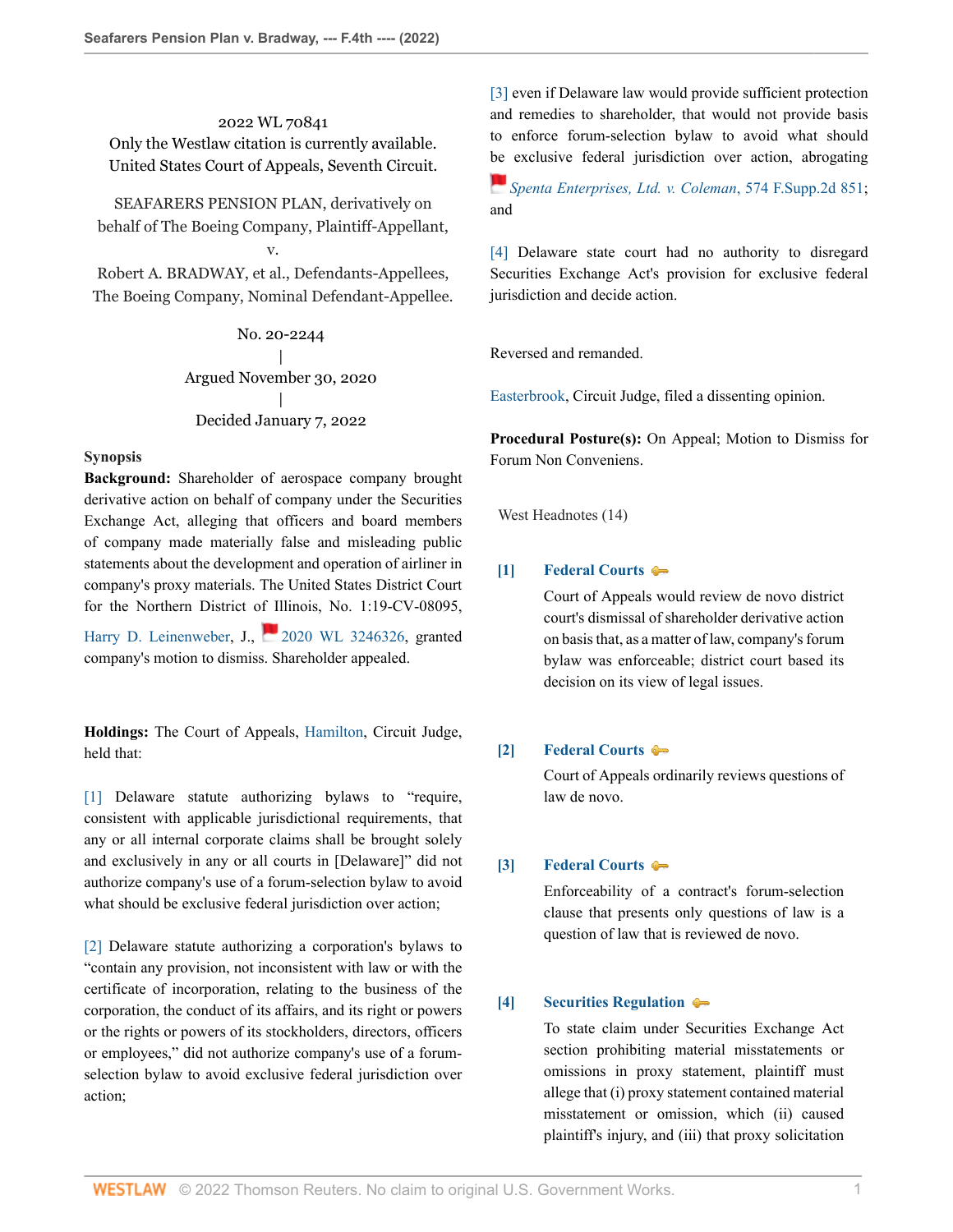2022 WL 70841
Only the Westlaw citation is currently available.
United States Court of Appeals, Seventh Circuit.

SEAFARERS PENSION PLAN, derivatively on behalf of The Boeing Company, Plaintiff-Appellant,
v.
Robert A. BRADWAY, et al., Defendants-Appellees,
The Boeing Company, Nominal Defendant-Appellee.

No. 20-2244
|
Argued November 30, 2020
|
Decided January 7, 2022

**Synopsis**

**Background:** Shareholder of aerospace company brought derivative action on behalf of company under the Securities Exchange Act, alleging that officers and board members of company made materially false and misleading public statements about the development and operation of airliner in company's proxy materials. The United States District Court for the Northern District of Illinois, No. 1:19-CV-08095, Harry D. Leinenweber, J., 2020 WL 3246326, granted company's motion to dismiss. Shareholder appealed.

**Holdings:** The Court of Appeals, Hamilton, Circuit Judge, held that:

[1] Delaware statute authorizing bylaws to "require, consistent with applicable jurisdictional requirements, that any or all internal corporate claims shall be brought solely and exclusively in any or all courts in [Delaware]" did not authorize company's use of a forum-selection bylaw to avoid what should be exclusive federal jurisdiction over action;

[2] Delaware statute authorizing a corporation's bylaws to "contain any provision, not inconsistent with law or with the certificate of incorporation, relating to the business of the corporation, the conduct of its affairs, and its right or powers or the rights or powers of its stockholders, directors, officers or employees," did not authorize company's use of a forum-selection bylaw to avoid exclusive federal jurisdiction over action;

[3] even if Delaware law would provide sufficient protection and remedies to shareholder, that would not provide basis to enforce forum-selection bylaw to avoid what should be exclusive federal jurisdiction over action, abrogating *Spenta Enterprises, Ltd. v. Coleman*, 574 F.Supp.2d 851; and

[4] Delaware state court had no authority to disregard Securities Exchange Act's provision for exclusive federal jurisdiction and decide action.

Reversed and remanded.

Easterbrook, Circuit Judge, filed a dissenting opinion.

**Procedural Posture(s):** On Appeal; Motion to Dismiss for Forum Non Conveniens.

West Headnotes (14)

**[1] Federal Courts**

Court of Appeals would review de novo district court's dismissal of shareholder derivative action on basis that, as a matter of law, company's forum bylaw was enforceable; district court based its decision on its view of legal issues.

**[2] Federal Courts**

Court of Appeals ordinarily reviews questions of law de novo.

**[3] Federal Courts**

Enforceability of a contract's forum-selection clause that presents only questions of law is a question of law that is reviewed de novo.

**[4] Securities Regulation**

To state claim under Securities Exchange Act section prohibiting material misstatements or omissions in proxy statement, plaintiff must allege that (i) proxy statement contained material misstatement or omission, which (ii) caused plaintiff's injury, and (iii) that proxy solicitation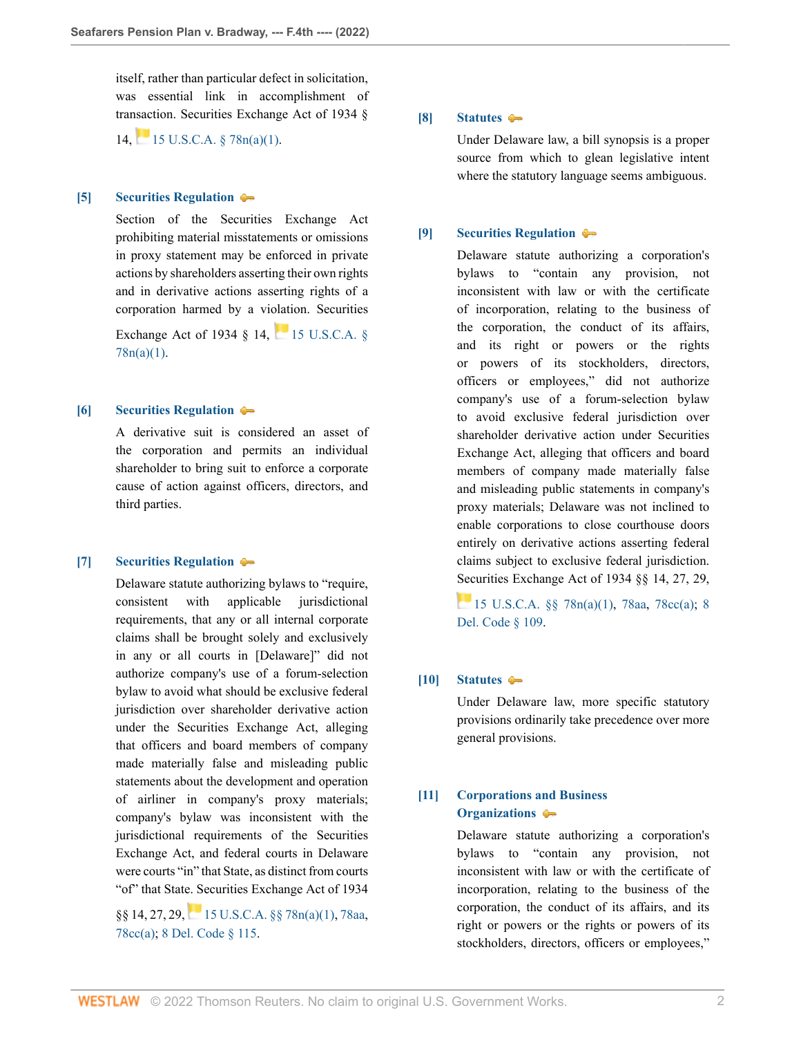itself, rather than particular defect in solicitation, was essential link in accomplishment of transaction. Securities Exchange Act of 1934 § 14, 15 U.S.C.A. § 78n(a)(1).

**[5] Securities Regulation**

Section of the Securities Exchange Act prohibiting material misstatements or omissions in proxy statement may be enforced in private actions by shareholders asserting their own rights and in derivative actions asserting rights of a corporation harmed by a violation. Securities Exchange Act of 1934 § 14, 15 U.S.C.A. § 78n(a)(1).

**[6] Securities Regulation**

A derivative suit is considered an asset of the corporation and permits an individual shareholder to bring suit to enforce a corporate cause of action against officers, directors, and third parties.

**[7] Securities Regulation**

Delaware statute authorizing bylaws to "require, consistent with applicable jurisdictional requirements, that any or all internal corporate claims shall be brought solely and exclusively in any or all courts in [Delaware]" did not authorize company's use of a forum-selection bylaw to avoid what should be exclusive federal jurisdiction over shareholder derivative action under the Securities Exchange Act, alleging that officers and board members of company made materially false and misleading public statements about the development and operation of airliner in company's proxy materials; company's bylaw was inconsistent with the jurisdictional requirements of the Securities Exchange Act, and federal courts in Delaware were courts "in" that State, as distinct from courts "of" that State. Securities Exchange Act of 1934 §§ 14, 27, 29, 15 U.S.C.A. §§ 78n(a)(1), 78aa, 78cc(a); 8 Del. Code § 115.

**[8] Statutes**

Under Delaware law, a bill synopsis is a proper source from which to glean legislative intent where the statutory language seems ambiguous.

**[9] Securities Regulation**

Delaware statute authorizing a corporation's bylaws to "contain any provision, not inconsistent with law or with the certificate of incorporation, relating to the business of the corporation, the conduct of its affairs, and its right or powers or the rights or powers of its stockholders, directors, officers or employees," did not authorize company's use of a forum-selection bylaw to avoid exclusive federal jurisdiction over shareholder derivative action under Securities Exchange Act, alleging that officers and board members of company made materially false and misleading public statements in company's proxy materials; Delaware was not inclined to enable corporations to close courthouse doors entirely on derivative actions asserting federal claims subject to exclusive federal jurisdiction. Securities Exchange Act of 1934 §§ 14, 27, 29, 15 U.S.C.A. §§ 78n(a)(1), 78aa, 78cc(a); 8 Del. Code § 109.

**[10] Statutes**

Under Delaware law, more specific statutory provisions ordinarily take precedence over more general provisions.

**[11] Corporations and Business Organizations**

Delaware statute authorizing a corporation's bylaws to "contain any provision, not inconsistent with law or with the certificate of incorporation, relating to the business of the corporation, the conduct of its affairs, and its right or powers or the rights or powers of its stockholders, directors, officers or employees,"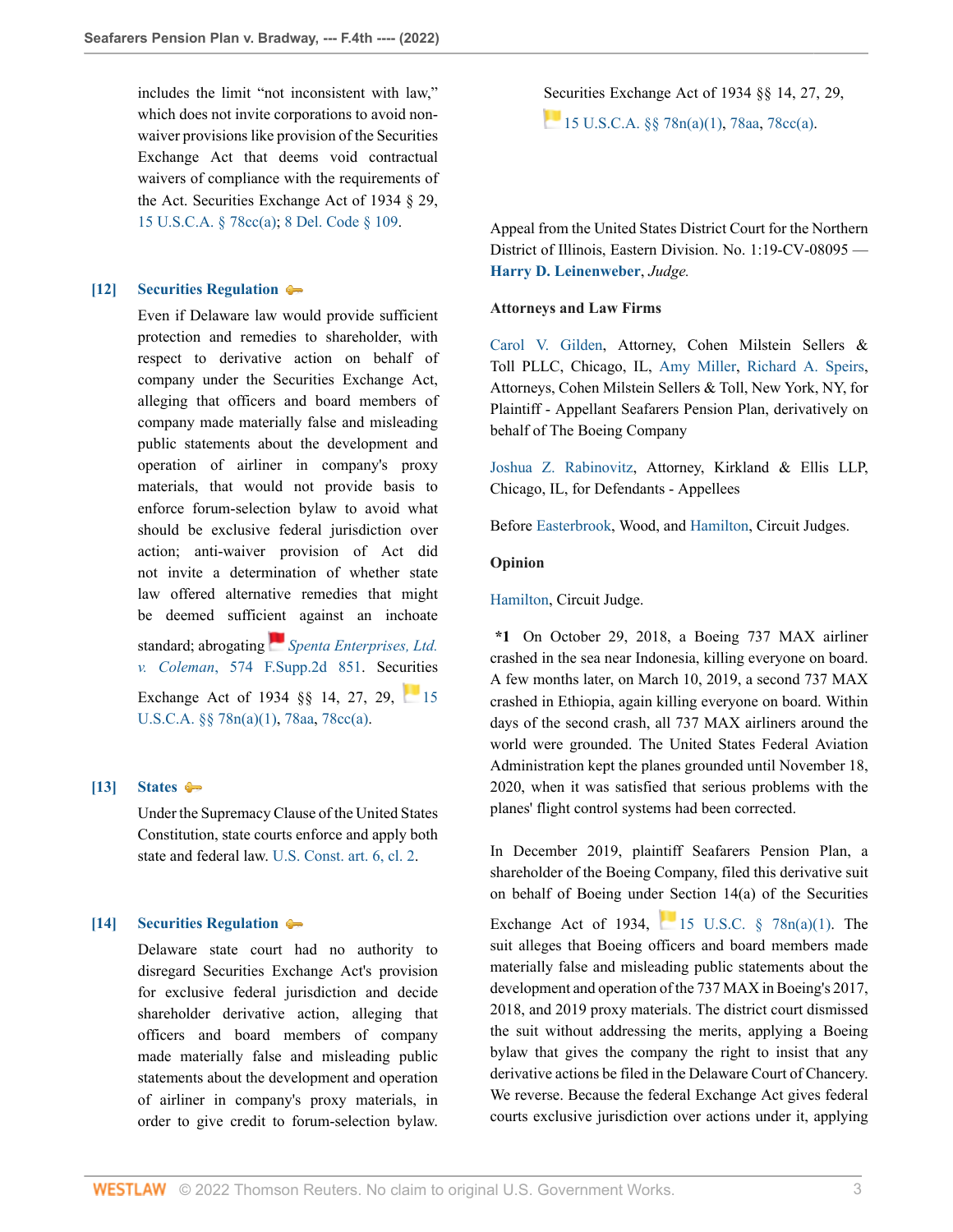includes the limit "not inconsistent with law," which does not invite corporations to avoid non-waiver provisions like provision of the Securities Exchange Act that deems void contractual waivers of compliance with the requirements of the Act. Securities Exchange Act of 1934 § 29, 15 U.S.C.A. § 78cc(a); 8 Del. Code § 109.

**[12] Securities Regulation**

Even if Delaware law would provide sufficient protection and remedies to shareholder, with respect to derivative action on behalf of company under the Securities Exchange Act, alleging that officers and board members of company made materially false and misleading public statements about the development and operation of airliner in company's proxy materials, that would not provide basis to enforce forum-selection bylaw to avoid what should be exclusive federal jurisdiction over action; anti-waiver provision of Act did not invite a determination of whether state law offered alternative remedies that might be deemed sufficient against an inchoate standard; abrogating *Spenta Enterprises, Ltd. v. Coleman*, 574 F.Supp.2d 851. Securities Exchange Act of 1934 §§ 14, 27, 29, 15 U.S.C.A. §§ 78n(a)(1), 78aa, 78cc(a).

**[13] States**

Under the Supremacy Clause of the United States Constitution, state courts enforce and apply both state and federal law. U.S. Const. art. 6, cl. 2.

**[14] Securities Regulation**

Delaware state court had no authority to disregard Securities Exchange Act's provision for exclusive federal jurisdiction and decide shareholder derivative action, alleging that officers and board members of company made materially false and misleading public statements about the development and operation of airliner in company's proxy materials, in order to give credit to forum-selection bylaw. Securities Exchange Act of 1934 §§ 14, 27, 29, 15 U.S.C.A. §§ 78n(a)(1), 78aa, 78cc(a).

Appeal from the United States District Court for the Northern District of Illinois, Eastern Division. No. 1:19-CV-08095 — **Harry D. Leinenweber**, *Judge.*

**Attorneys and Law Firms**

Carol V. Gilden, Attorney, Cohen Milstein Sellers & Toll PLLC, Chicago, IL, Amy Miller, Richard A. Speirs, Attorneys, Cohen Milstein Sellers & Toll, New York, NY, for Plaintiff - Appellant Seafarers Pension Plan, derivatively on behalf of The Boeing Company

Joshua Z. Rabinovitz, Attorney, Kirkland & Ellis LLP, Chicago, IL, for Defendants - Appellees

Before Easterbrook, Wood, and Hamilton, Circuit Judges.

**Opinion**

Hamilton, Circuit Judge.

**\*1** On October 29, 2018, a Boeing 737 MAX airliner crashed in the sea near Indonesia, killing everyone on board. A few months later, on March 10, 2019, a second 737 MAX crashed in Ethiopia, again killing everyone on board. Within days of the second crash, all 737 MAX airliners around the world were grounded. The United States Federal Aviation Administration kept the planes grounded until November 18, 2020, when it was satisfied that serious problems with the planes' flight control systems had been corrected.

In December 2019, plaintiff Seafarers Pension Plan, a shareholder of the Boeing Company, filed this derivative suit on behalf of Boeing under Section 14(a) of the Securities Exchange Act of 1934, 15 U.S.C. § 78n(a)(1). The suit alleges that Boeing officers and board members made materially false and misleading public statements about the development and operation of the 737 MAX in Boeing's 2017, 2018, and 2019 proxy materials. The district court dismissed the suit without addressing the merits, applying a Boeing bylaw that gives the company the right to insist that any derivative actions be filed in the Delaware Court of Chancery. We reverse. Because the federal Exchange Act gives federal courts exclusive jurisdiction over actions under it, applying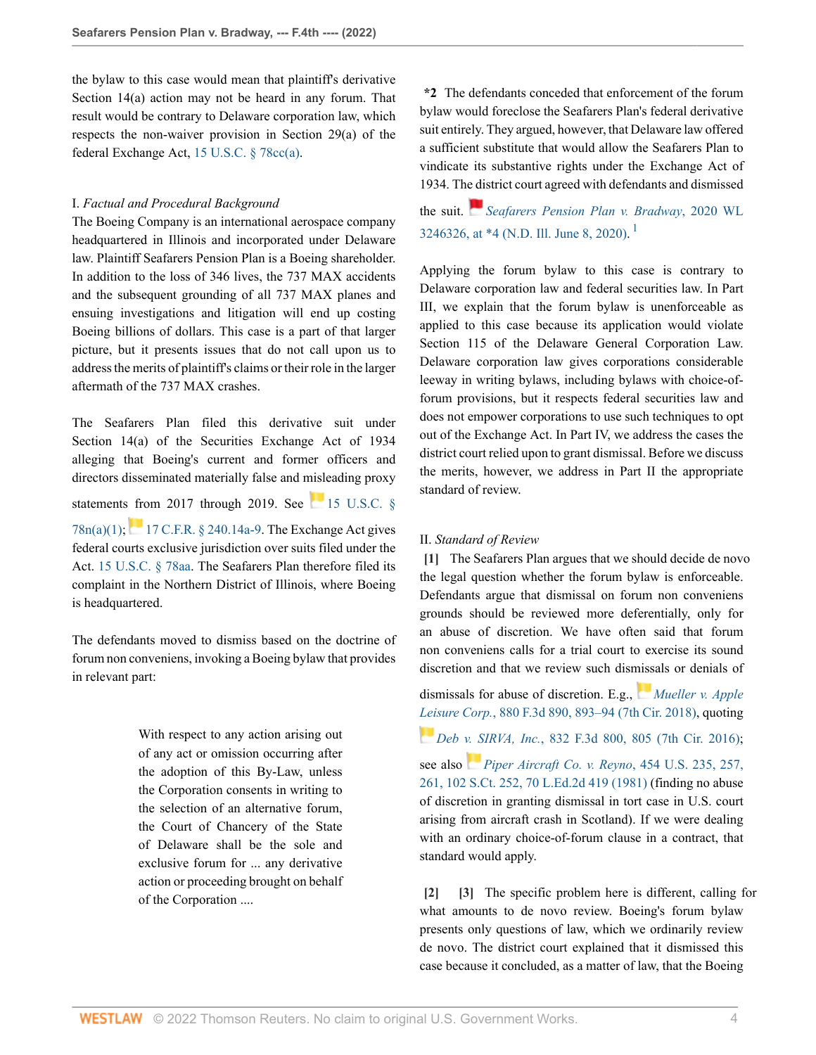the bylaw to this case would mean that plaintiff's derivative Section 14(a) action may not be heard in any forum. That result would be contrary to Delaware corporation law, which respects the non-waiver provision in Section 29(a) of the federal Exchange Act, 15 U.S.C. § 78cc(a).

I. *Factual and Procedural Background*

The Boeing Company is an international aerospace company headquartered in Illinois and incorporated under Delaware law. Plaintiff Seafarers Pension Plan is a Boeing shareholder. In addition to the loss of 346 lives, the 737 MAX accidents and the subsequent grounding of all 737 MAX planes and ensuing investigations and litigation will end up costing Boeing billions of dollars. This case is a part of that larger picture, but it presents issues that do not call upon us to address the merits of plaintiff's claims or their role in the larger aftermath of the 737 MAX crashes.

The Seafarers Plan filed this derivative suit under Section 14(a) of the Securities Exchange Act of 1934 alleging that Boeing's current and former officers and directors disseminated materially false and misleading proxy statements from 2017 through 2019. See 15 U.S.C. § 78n(a)(1); 17 C.F.R. § 240.14a-9. The Exchange Act gives federal courts exclusive jurisdiction over suits filed under the Act. 15 U.S.C. § 78aa. The Seafarers Plan therefore filed its complaint in the Northern District of Illinois, where Boeing is headquartered.

The defendants moved to dismiss based on the doctrine of forum non conveniens, invoking a Boeing bylaw that provides in relevant part:

> With respect to any action arising out of any act or omission occurring after the adoption of this By-Law, unless the Corporation consents in writing to the selection of an alternative forum, the Court of Chancery of the State of Delaware shall be the sole and exclusive forum for ... any derivative action or proceeding brought on behalf of the Corporation ....

**\*2** The defendants conceded that enforcement of the forum bylaw would foreclose the Seafarers Plan's federal derivative suit entirely. They argued, however, that Delaware law offered a sufficient substitute that would allow the Seafarers Plan to vindicate its substantive rights under the Exchange Act of 1934. The district court agreed with defendants and dismissed the suit. *Seafarers Pension Plan v. Bradway*, 2020 WL 3246326, at \*4 (N.D. Ill. June 8, 2020).[1]

Applying the forum bylaw to this case is contrary to Delaware corporation law and federal securities law. In Part III, we explain that the forum bylaw is unenforceable as applied to this case because its application would violate Section 115 of the Delaware General Corporation Law. Delaware corporation law gives corporations considerable leeway in writing bylaws, including bylaws with choice-of-forum provisions, but it respects federal securities law and does not empower corporations to use such techniques to opt out of the Exchange Act. In Part IV, we address the cases the district court relied upon to grant dismissal. Before we discuss the merits, however, we address in Part II the appropriate standard of review.

II. *Standard of Review*

**[1]** The Seafarers Plan argues that we should decide de novo the legal question whether the forum bylaw is enforceable. Defendants argue that dismissal on forum non conveniens grounds should be reviewed more deferentially, only for an abuse of discretion. We have often said that forum non conveniens calls for a trial court to exercise its sound discretion and that we review such dismissals or denials of dismissals for abuse of discretion. E.g., *Mueller v. Apple Leisure Corp.*, 880 F.3d 890, 893–94 (7th Cir. 2018), quoting *Deb v. SIRVA, Inc.*, 832 F.3d 800, 805 (7th Cir. 2016); see also *Piper Aircraft Co. v. Reyno*, 454 U.S. 235, 257, 261, 102 S.Ct. 252, 70 L.Ed.2d 419 (1981) (finding no abuse of discretion in granting dismissal in tort case in U.S. court arising from aircraft crash in Scotland). If we were dealing with an ordinary choice-of-forum clause in a contract, that standard would apply.

**[2]** **[3]** The specific problem here is different, calling for what amounts to de novo review. Boeing's forum bylaw presents only questions of law, which we ordinarily review de novo. The district court explained that it dismissed this case because it concluded, as a matter of law, that the Boeing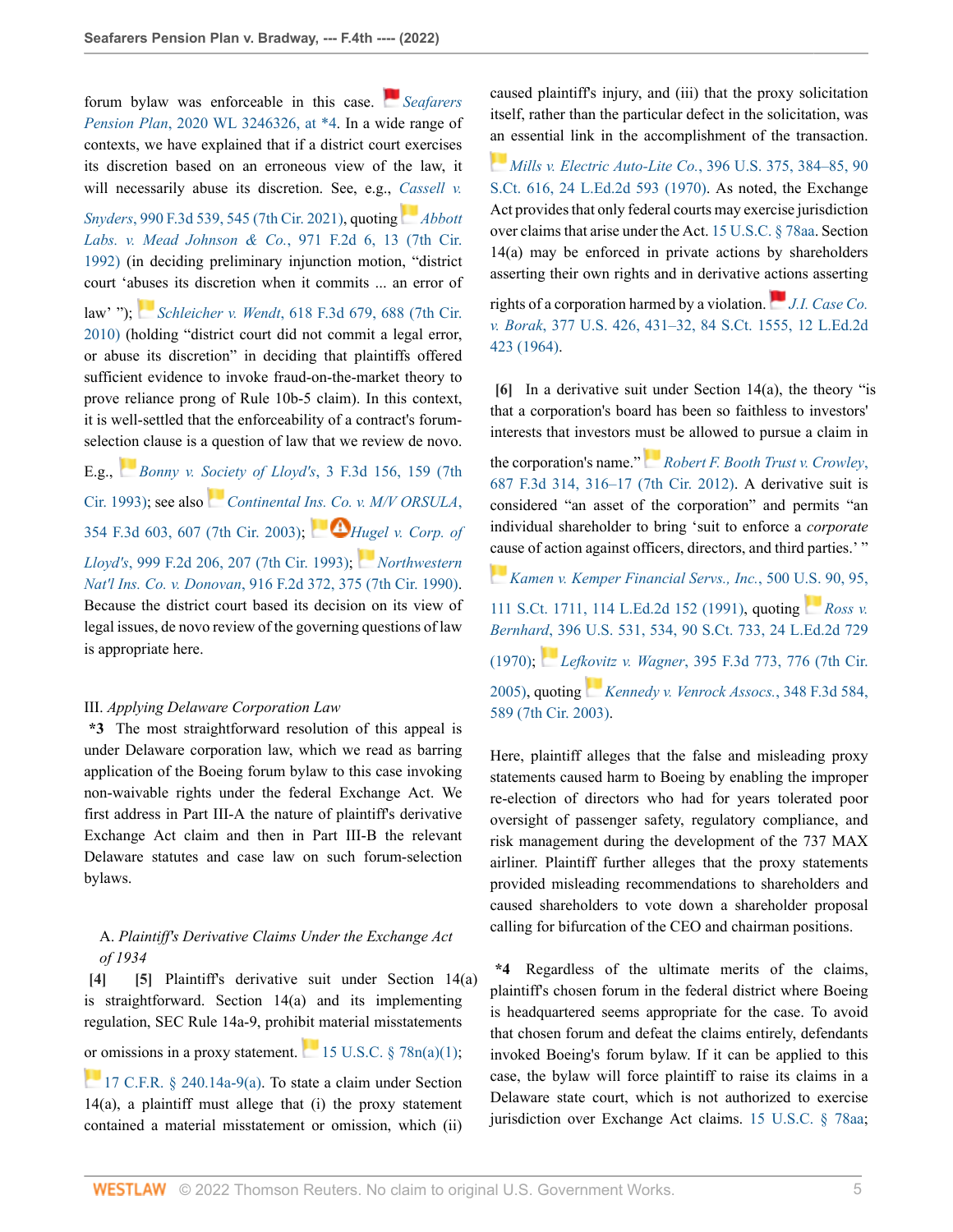forum bylaw was enforceable in this case. *Seafarers Pension Plan*, 2020 WL 3246326, at *4. In a wide range of contexts, we have explained that if a district court exercises its discretion based on an erroneous view of the law, it will necessarily abuse its discretion. See, e.g., *Cassell v. Snyders*, 990 F.3d 539, 545 (7th Cir. 2021), quoting *Abbott Labs. v. Mead Johnson & Co.*, 971 F.2d 6, 13 (7th Cir. 1992) (in deciding preliminary injunction motion, "district court 'abuses its discretion when it commits ... an error of law' "); *Schleicher v. Wendt*, 618 F.3d 679, 688 (7th Cir. 2010) (holding "district court did not commit a legal error, or abuse its discretion" in deciding that plaintiffs offered sufficient evidence to invoke fraud-on-the-market theory to prove reliance prong of Rule 10b-5 claim). In this context, it is well-settled that the enforceability of a contract's forum-selection clause is a question of law that we review de novo. E.g., *Bonny v. Society of Lloyd's*, 3 F.3d 156, 159 (7th Cir. 1993); see also *Continental Ins. Co. v. M/V ORSULA*, 354 F.3d 603, 607 (7th Cir. 2003); *Hugel v. Corp. of Lloyd's*, 999 F.2d 206, 207 (7th Cir. 1993); *Northwestern Nat'l Ins. Co. v. Donovan*, 916 F.2d 372, 375 (7th Cir. 1990). Because the district court based its decision on its view of legal issues, de novo review of the governing questions of law is appropriate here.

## III. *Applying Delaware Corporation Law*

**\*3** The most straightforward resolution of this appeal is under Delaware corporation law, which we read as barring application of the Boeing forum bylaw to this case invoking non-waivable rights under the federal Exchange Act. We first address in Part III-A the nature of plaintiff's derivative Exchange Act claim and then in Part III-B the relevant Delaware statutes and case law on such forum-selection bylaws.

### A. *Plaintiff's Derivative Claims Under the Exchange Act of 1934*

**[4] [5]** Plaintiff's derivative suit under Section 14(a) is straightforward. Section 14(a) and its implementing regulation, SEC Rule 14a-9, prohibit material misstatements or omissions in a proxy statement. 15 U.S.C. § 78n(a)(1); 17 C.F.R. § 240.14a-9(a). To state a claim under Section 14(a), a plaintiff must allege that (i) the proxy statement contained a material misstatement or omission, which (ii) caused plaintiff's injury, and (iii) that the proxy solicitation itself, rather than the particular defect in the solicitation, was an essential link in the accomplishment of the transaction. *Mills v. Electric Auto-Lite Co.*, 396 U.S. 375, 384–85, 90 S.Ct. 616, 24 L.Ed.2d 593 (1970). As noted, the Exchange Act provides that only federal courts may exercise jurisdiction over claims that arise under the Act. 15 U.S.C. § 78aa. Section 14(a) may be enforced in private actions by shareholders asserting their own rights and in derivative actions asserting rights of a corporation harmed by a violation. *J.I. Case Co. v. Borak*, 377 U.S. 426, 431–32, 84 S.Ct. 1555, 12 L.Ed.2d 423 (1964).

**[6]** In a derivative suit under Section 14(a), the theory "is that a corporation's board has been so faithless to investors' interests that investors must be allowed to pursue a claim in the corporation's name." *Robert F. Booth Trust v. Crowley*, 687 F.3d 314, 316–17 (7th Cir. 2012). A derivative suit is considered "an asset of the corporation" and permits "an individual shareholder to bring 'suit to enforce a *corporate* cause of action against officers, directors, and third parties.' " *Kamen v. Kemper Financial Servs., Inc.*, 500 U.S. 90, 95, 111 S.Ct. 1711, 114 L.Ed.2d 152 (1991), quoting *Ross v. Bernhard*, 396 U.S. 531, 534, 90 S.Ct. 733, 24 L.Ed.2d 729 (1970); *Lefkovitz v. Wagner*, 395 F.3d 773, 776 (7th Cir. 2005), quoting *Kennedy v. Venrock Assocs.*, 348 F.3d 584, 589 (7th Cir. 2003).

Here, plaintiff alleges that the false and misleading proxy statements caused harm to Boeing by enabling the improper re-election of directors who had for years tolerated poor oversight of passenger safety, regulatory compliance, and risk management during the development of the 737 MAX airliner. Plaintiff further alleges that the proxy statements provided misleading recommendations to shareholders and caused shareholders to vote down a shareholder proposal calling for bifurcation of the CEO and chairman positions.

**\*4** Regardless of the ultimate merits of the claims, plaintiff's chosen forum in the federal district where Boeing is headquartered seems appropriate for the case. To avoid that chosen forum and defeat the claims entirely, defendants invoked Boeing's forum bylaw. If it can be applied to this case, the bylaw will force plaintiff to raise its claims in a Delaware state court, which is not authorized to exercise jurisdiction over Exchange Act claims. 15 U.S.C. § 78aa;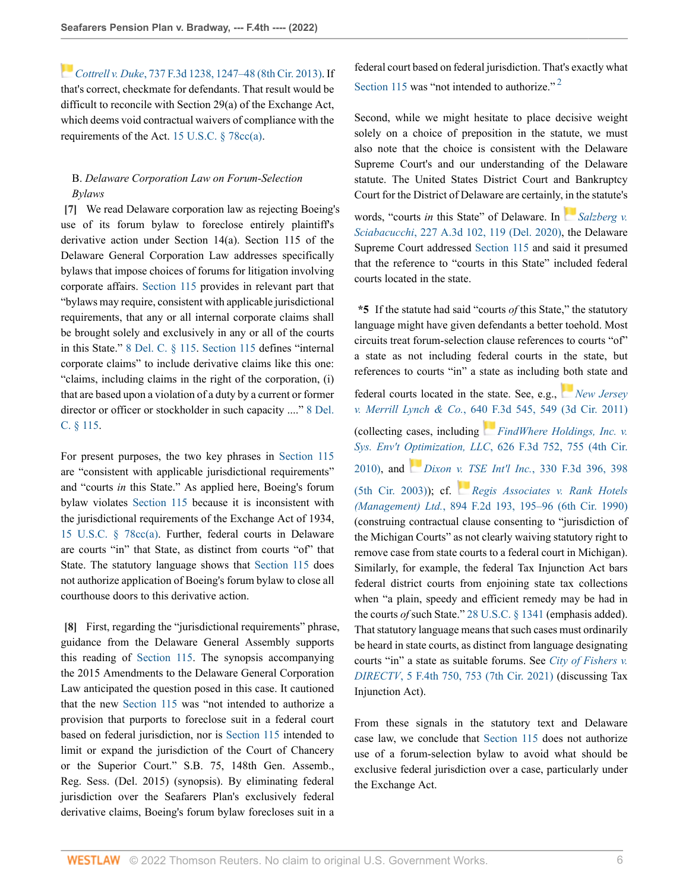*Cottrell v. Duke*, 737 F.3d 1238, 1247–48 (8th Cir. 2013). If that's correct, checkmate for defendants. That result would be difficult to reconcile with Section 29(a) of the Exchange Act, which deems void contractual waivers of compliance with the requirements of the Act. 15 U.S.C. § 78cc(a).

B. *Delaware Corporation Law on Forum-Selection Bylaws*

**[7]** We read Delaware corporation law as rejecting Boeing's use of its forum bylaw to foreclose entirely plaintiff's derivative action under Section 14(a). Section 115 of the Delaware General Corporation Law addresses specifically bylaws that impose choices of forums for litigation involving corporate affairs. Section 115 provides in relevant part that "bylaws may require, consistent with applicable jurisdictional requirements, that any or all internal corporate claims shall be brought solely and exclusively in any or all of the courts in this State." 8 Del. C. § 115. Section 115 defines "internal corporate claims" to include derivative claims like this one: "claims, including claims in the right of the corporation, (i) that are based upon a violation of a duty by a current or former director or officer or stockholder in such capacity ...." 8 Del. C. § 115.

For present purposes, the two key phrases in Section 115 are "consistent with applicable jurisdictional requirements" and "courts *in* this State." As applied here, Boeing's forum bylaw violates Section 115 because it is inconsistent with the jurisdictional requirements of the Exchange Act of 1934, 15 U.S.C. § 78cc(a). Further, federal courts in Delaware are courts "in" that State, as distinct from courts "of" that State. The statutory language shows that Section 115 does not authorize application of Boeing's forum bylaw to close all courthouse doors to this derivative action.

**[8]** First, regarding the "jurisdictional requirements" phrase, guidance from the Delaware General Assembly supports this reading of Section 115. The synopsis accompanying the 2015 Amendments to the Delaware General Corporation Law anticipated the question posed in this case. It cautioned that the new Section 115 was "not intended to authorize a provision that purports to foreclose suit in a federal court based on federal jurisdiction, nor is Section 115 intended to limit or expand the jurisdiction of the Court of Chancery or the Superior Court." S.B. 75, 148th Gen. Assemb., Reg. Sess. (Del. 2015) (synopsis). By eliminating federal jurisdiction over the Seafarers Plan's exclusively federal derivative claims, Boeing's forum bylaw forecloses suit in a federal court based on federal jurisdiction. That's exactly what Section 115 was "not intended to authorize."[2]

Second, while we might hesitate to place decisive weight solely on a choice of preposition in the statute, we must also note that the choice is consistent with the Delaware Supreme Court's and our understanding of the Delaware statute. The United States District Court and Bankruptcy Court for the District of Delaware are certainly, in the statute's words, "courts *in* this State" of Delaware. In *Salzberg v. Sciabacucchi*, 227 A.3d 102, 119 (Del. 2020), the Delaware Supreme Court addressed Section 115 and said it presumed that the reference to "courts in this State" included federal courts located in the state.

**\*5** If the statute had said "courts *of* this State," the statutory language might have given defendants a better toehold. Most circuits treat forum-selection clause references to courts "of" a state as not including federal courts in the state, but references to courts "in" a state as including both state and federal courts located in the state. See, e.g., *New Jersey v. Merrill Lynch & Co.*, 640 F.3d 545, 549 (3d Cir. 2011) (collecting cases, including *FindWhere Holdings, Inc. v. Sys. Env't Optimization, LLC*, 626 F.3d 752, 755 (4th Cir. 2010), and *Dixon v. TSE Int'l Inc.*, 330 F.3d 396, 398 (5th Cir. 2003)); cf. *Regis Associates v. Rank Hotels (Management) Ltd.*, 894 F.2d 193, 195–96 (6th Cir. 1990) (construing contractual clause consenting to "jurisdiction of the Michigan Courts" as not clearly waiving statutory right to remove case from state courts to a federal court in Michigan). Similarly, for example, the federal Tax Injunction Act bars federal district courts from enjoining state tax collections when "a plain, speedy and efficient remedy may be had in the courts *of* such State." 28 U.S.C. § 1341 (emphasis added). That statutory language means that such cases must ordinarily be heard in state courts, as distinct from language designating courts "in" a state as suitable forums. See *City of Fishers v. DIRECTV*, 5 F.4th 750, 753 (7th Cir. 2021) (discussing Tax Injunction Act).

From these signals in the statutory text and Delaware case law, we conclude that Section 115 does not authorize use of a forum-selection bylaw to avoid what should be exclusive federal jurisdiction over a case, particularly under the Exchange Act.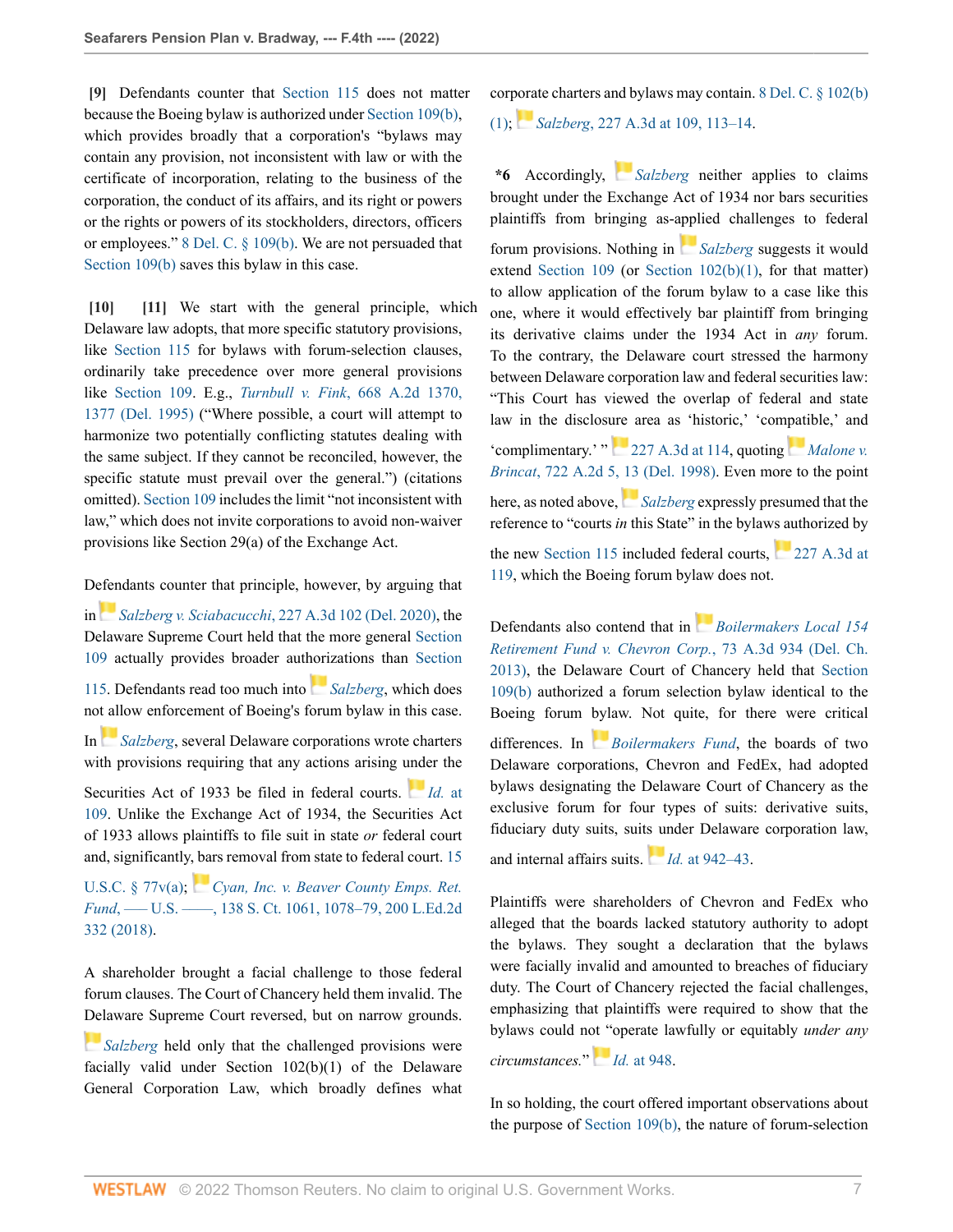**[9]** Defendants counter that Section 115 does not matter because the Boeing bylaw is authorized under Section 109(b), which provides broadly that a corporation's "bylaws may contain any provision, not inconsistent with law or with the certificate of incorporation, relating to the business of the corporation, the conduct of its affairs, and its right or powers or the rights or powers of its stockholders, directors, officers or employees." 8 Del. C. § 109(b). We are not persuaded that Section 109(b) saves this bylaw in this case.

**[10]** **[11]** We start with the general principle, which Delaware law adopts, that more specific statutory provisions, like Section 115 for bylaws with forum-selection clauses, ordinarily take precedence over more general provisions like Section 109. E.g., *Turnbull v. Fink*, 668 A.2d 1370, 1377 (Del. 1995) ("Where possible, a court will attempt to harmonize two potentially conflicting statutes dealing with the same subject. If they cannot be reconciled, however, the specific statute must prevail over the general.") (citations omitted). Section 109 includes the limit "not inconsistent with law," which does not invite corporations to avoid non-waiver provisions like Section 29(a) of the Exchange Act.

Defendants counter that principle, however, by arguing that in *Salzberg v. Sciabacucchi*, 227 A.3d 102 (Del. 2020), the Delaware Supreme Court held that the more general Section 109 actually provides broader authorizations than Section 115. Defendants read too much into *Salzberg*, which does not allow enforcement of Boeing's forum bylaw in this case. In *Salzberg*, several Delaware corporations wrote charters with provisions requiring that any actions arising under the Securities Act of 1933 be filed in federal courts. *Id.* at 109. Unlike the Exchange Act of 1934, the Securities Act of 1933 allows plaintiffs to file suit in state *or* federal court and, significantly, bars removal from state to federal court. 15 U.S.C. § 77v(a); *Cyan, Inc. v. Beaver County Emps. Ret. Fund*, ––– U.S. ––––, 138 S. Ct. 1061, 1078–79, 200 L.Ed.2d 332 (2018).

A shareholder brought a facial challenge to those federal forum clauses. The Court of Chancery held them invalid. The Delaware Supreme Court reversed, but on narrow grounds. *Salzberg* held only that the challenged provisions were facially valid under Section 102(b)(1) of the Delaware General Corporation Law, which broadly defines what corporate charters and bylaws may contain. 8 Del. C. § 102(b)(1); *Salzberg*, 227 A.3d at 109, 113–14.

**\*6** Accordingly, *Salzberg* neither applies to claims brought under the Exchange Act of 1934 nor bars securities plaintiffs from bringing as-applied challenges to federal forum provisions. Nothing in *Salzberg* suggests it would extend Section 109 (or Section 102(b)(1), for that matter) to allow application of the forum bylaw to a case like this one, where it would effectively bar plaintiff from bringing its derivative claims under the 1934 Act in *any* forum. To the contrary, the Delaware court stressed the harmony between Delaware corporation law and federal securities law: "This Court has viewed the overlap of federal and state law in the disclosure area as 'historic,' 'compatible,' and 'complimentary.' " 227 A.3d at 114, quoting *Malone v. Brincat*, 722 A.2d 5, 13 (Del. 1998). Even more to the point here, as noted above, *Salzberg* expressly presumed that the reference to "courts *in* this State" in the bylaws authorized by the new Section 115 included federal courts, 227 A.3d at 119, which the Boeing forum bylaw does not.

Defendants also contend that in *Boilermakers Local 154 Retirement Fund v. Chevron Corp.*, 73 A.3d 934 (Del. Ch. 2013), the Delaware Court of Chancery held that Section 109(b) authorized a forum selection bylaw identical to the Boeing forum bylaw. Not quite, for there were critical differences. In *Boilermakers Fund*, the boards of two Delaware corporations, Chevron and FedEx, had adopted bylaws designating the Delaware Court of Chancery as the exclusive forum for four types of suits: derivative suits, fiduciary duty suits, suits under Delaware corporation law, and internal affairs suits. *Id.* at 942–43.

Plaintiffs were shareholders of Chevron and FedEx who alleged that the boards lacked statutory authority to adopt the bylaws. They sought a declaration that the bylaws were facially invalid and amounted to breaches of fiduciary duty. The Court of Chancery rejected the facial challenges, emphasizing that plaintiffs were required to show that the bylaws could not "operate lawfully or equitably *under any circumstances.*" *Id.* at 948.

In so holding, the court offered important observations about the purpose of Section 109(b), the nature of forum-selection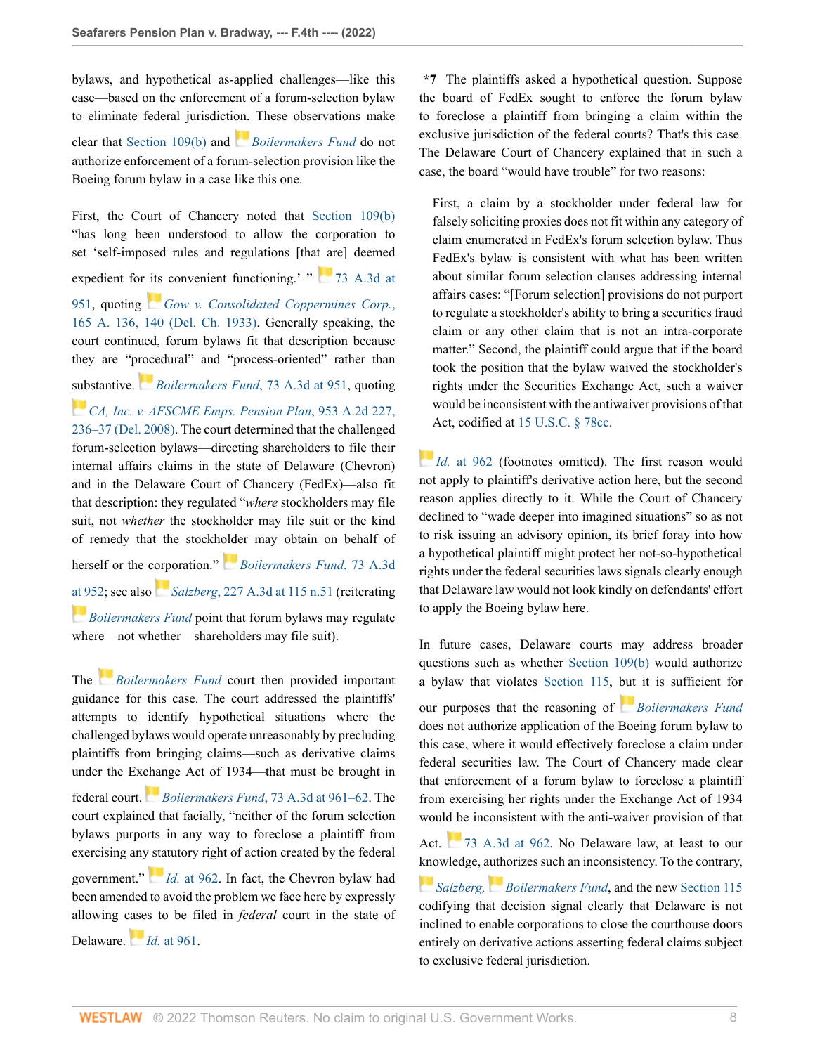bylaws, and hypothetical as-applied challenges—like this case—based on the enforcement of a forum-selection bylaw to eliminate federal jurisdiction. These observations make clear that Section 109(b) and *Boilermakers Fund* do not authorize enforcement of a forum-selection provision like the Boeing forum bylaw in a case like this one.

First, the Court of Chancery noted that Section 109(b) "has long been understood to allow the corporation to set 'self-imposed rules and regulations [that are] deemed expedient for its convenient functioning.' " 73 A.3d at 951, quoting *Gow v. Consolidated Coppermines Corp.*, 165 A. 136, 140 (Del. Ch. 1933). Generally speaking, the court continued, forum bylaws fit that description because they are "procedural" and "process-oriented" rather than substantive. *Boilermakers Fund*, 73 A.3d at 951, quoting *CA, Inc. v. AFSCME Emps. Pension Plan*, 953 A.2d 227, 236–37 (Del. 2008). The court determined that the challenged forum-selection bylaws—directing shareholders to file their internal affairs claims in the state of Delaware (Chevron) and in the Delaware Court of Chancery (FedEx)—also fit that description: they regulated "*where* stockholders may file suit, not *whether* the stockholder may file suit or the kind of remedy that the stockholder may obtain on behalf of herself or the corporation." *Boilermakers Fund*, 73 A.3d at 952; see also *Salzberg*, 227 A.3d at 115 n.51 (reiterating *Boilermakers Fund* point that forum bylaws may regulate where—not whether—shareholders may file suit).

The *Boilermakers Fund* court then provided important guidance for this case. The court addressed the plaintiffs' attempts to identify hypothetical situations where the challenged bylaws would operate unreasonably by precluding plaintiffs from bringing claims—such as derivative claims under the Exchange Act of 1934—that must be brought in federal court. *Boilermakers Fund*, 73 A.3d at 961–62. The court explained that facially, "neither of the forum selection bylaws purports in any way to foreclose a plaintiff from exercising any statutory right of action created by the federal government." *Id.* at 962. In fact, the Chevron bylaw had been amended to avoid the problem we face here by expressly allowing cases to be filed in *federal* court in the state of Delaware. *Id.* at 961.

**\*7** The plaintiffs asked a hypothetical question. Suppose the board of FedEx sought to enforce the forum bylaw to foreclose a plaintiff from bringing a claim within the exclusive jurisdiction of the federal courts? That's this case. The Delaware Court of Chancery explained that in such a case, the board "would have trouble" for two reasons:

> First, a claim by a stockholder under federal law for falsely soliciting proxies does not fit within any category of claim enumerated in FedEx's forum selection bylaw. Thus FedEx's bylaw is consistent with what has been written about similar forum selection clauses addressing internal affairs cases: "[Forum selection] provisions do not purport to regulate a stockholder's ability to bring a securities fraud claim or any other claim that is not an intra-corporate matter." Second, the plaintiff could argue that if the board took the position that the bylaw waived the stockholder's rights under the Securities Exchange Act, such a waiver would be inconsistent with the antiwaiver provisions of that Act, codified at 15 U.S.C. § 78cc.

*Id.* at 962 (footnotes omitted). The first reason would not apply to plaintiff's derivative action here, but the second reason applies directly to it. While the Court of Chancery declined to "wade deeper into imagined situations" so as not to risk issuing an advisory opinion, its brief foray into how a hypothetical plaintiff might protect her not-so-hypothetical rights under the federal securities laws signals clearly enough that Delaware law would not look kindly on defendants' effort to apply the Boeing bylaw here.

In future cases, Delaware courts may address broader questions such as whether Section 109(b) would authorize a bylaw that violates Section 115, but it is sufficient for our purposes that the reasoning of *Boilermakers Fund* does not authorize application of the Boeing forum bylaw to this case, where it would effectively foreclose a claim under federal securities law. The Court of Chancery made clear that enforcement of a forum bylaw to foreclose a plaintiff from exercising her rights under the Exchange Act of 1934 would be inconsistent with the anti-waiver provision of that Act. 73 A.3d at 962. No Delaware law, at least to our knowledge, authorizes such an inconsistency. To the contrary, *Salzberg*, *Boilermakers Fund*, and the new Section 115 codifying that decision signal clearly that Delaware is not inclined to enable corporations to close the courthouse doors entirely on derivative actions asserting federal claims subject to exclusive federal jurisdiction.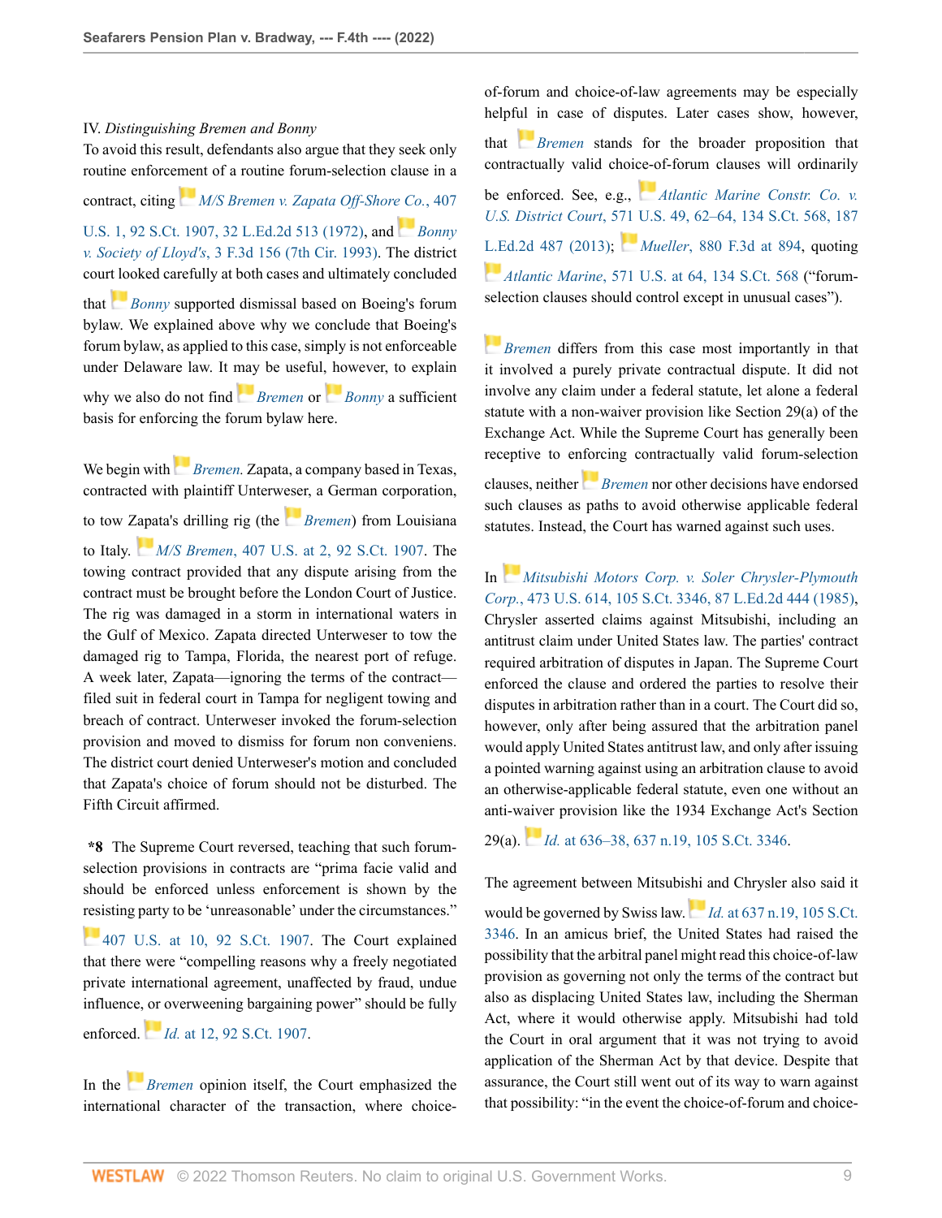IV. *Distinguishing Bremen and Bonny*

To avoid this result, defendants also argue that they seek only routine enforcement of a routine forum-selection clause in a contract, citing *M/S Bremen v. Zapata Off-Shore Co.*, 407 U.S. 1, 92 S.Ct. 1907, 32 L.Ed.2d 513 (1972), and *Bonny v. Society of Lloyd's*, 3 F.3d 156 (7th Cir. 1993). The district court looked carefully at both cases and ultimately concluded that *Bonny* supported dismissal based on Boeing's forum bylaw. We explained above why we conclude that Boeing's forum bylaw, as applied to this case, simply is not enforceable under Delaware law. It may be useful, however, to explain why we also do not find *Bremen* or *Bonny* a sufficient basis for enforcing the forum bylaw here.

We begin with *Bremen*. Zapata, a company based in Texas, contracted with plaintiff Unterweser, a German corporation, to tow Zapata's drilling rig (the *Bremen*) from Louisiana to Italy. *M/S Bremen*, 407 U.S. at 2, 92 S.Ct. 1907. The towing contract provided that any dispute arising from the contract must be brought before the London Court of Justice. The rig was damaged in a storm in international waters in the Gulf of Mexico. Zapata directed Unterweser to tow the damaged rig to Tampa, Florida, the nearest port of refuge. A week later, Zapata—ignoring the terms of the contract—filed suit in federal court in Tampa for negligent towing and breach of contract. Unterweser invoked the forum-selection provision and moved to dismiss for forum non conveniens. The district court denied Unterweser's motion and concluded that Zapata's choice of forum should not be disturbed. The Fifth Circuit affirmed.

**\*8** The Supreme Court reversed, teaching that such forum-selection provisions in contracts are "prima facie valid and should be enforced unless enforcement is shown by the resisting party to be 'unreasonable' under the circumstances." 407 U.S. at 10, 92 S.Ct. 1907. The Court explained that there were "compelling reasons why a freely negotiated private international agreement, unaffected by fraud, undue influence, or overweening bargaining power" should be fully enforced. *Id.* at 12, 92 S.Ct. 1907.

In the *Bremen* opinion itself, the Court emphasized the international character of the transaction, where choice-of-forum and choice-of-law agreements may be especially helpful in case of disputes. Later cases show, however, that *Bremen* stands for the broader proposition that contractually valid choice-of-forum clauses will ordinarily be enforced. See, e.g., *Atlantic Marine Constr. Co. v. U.S. District Court*, 571 U.S. 49, 62–64, 134 S.Ct. 568, 187 L.Ed.2d 487 (2013); *Mueller*, 880 F.3d at 894, quoting *Atlantic Marine*, 571 U.S. at 64, 134 S.Ct. 568 ("forum-selection clauses should control except in unusual cases").

*Bremen* differs from this case most importantly in that it involved a purely private contractual dispute. It did not involve any claim under a federal statute, let alone a federal statute with a non-waiver provision like Section 29(a) of the Exchange Act. While the Supreme Court has generally been receptive to enforcing contractually valid forum-selection clauses, neither *Bremen* nor other decisions have endorsed such clauses as paths to avoid otherwise applicable federal statutes. Instead, the Court has warned against such uses.

In *Mitsubishi Motors Corp. v. Soler Chrysler-Plymouth Corp.*, 473 U.S. 614, 105 S.Ct. 3346, 87 L.Ed.2d 444 (1985), Chrysler asserted claims against Mitsubishi, including an antitrust claim under United States law. The parties' contract required arbitration of disputes in Japan. The Supreme Court enforced the clause and ordered the parties to resolve their disputes in arbitration rather than in a court. The Court did so, however, only after being assured that the arbitration panel would apply United States antitrust law, and only after issuing a pointed warning against using an arbitration clause to avoid an otherwise-applicable federal statute, even one without an anti-waiver provision like the 1934 Exchange Act's Section 29(a). *Id.* at 636–38, 637 n.19, 105 S.Ct. 3346.

The agreement between Mitsubishi and Chrysler also said it would be governed by Swiss law. *Id.* at 637 n.19, 105 S.Ct. 3346. In an amicus brief, the United States had raised the possibility that the arbitral panel might read this choice-of-law provision as governing not only the terms of the contract but also as displacing United States law, including the Sherman Act, where it would otherwise apply. Mitsubishi had told the Court in oral argument that it was not trying to avoid application of the Sherman Act by that device. Despite that assurance, the Court still went out of its way to warn against that possibility: "in the event the choice-of-forum and choice-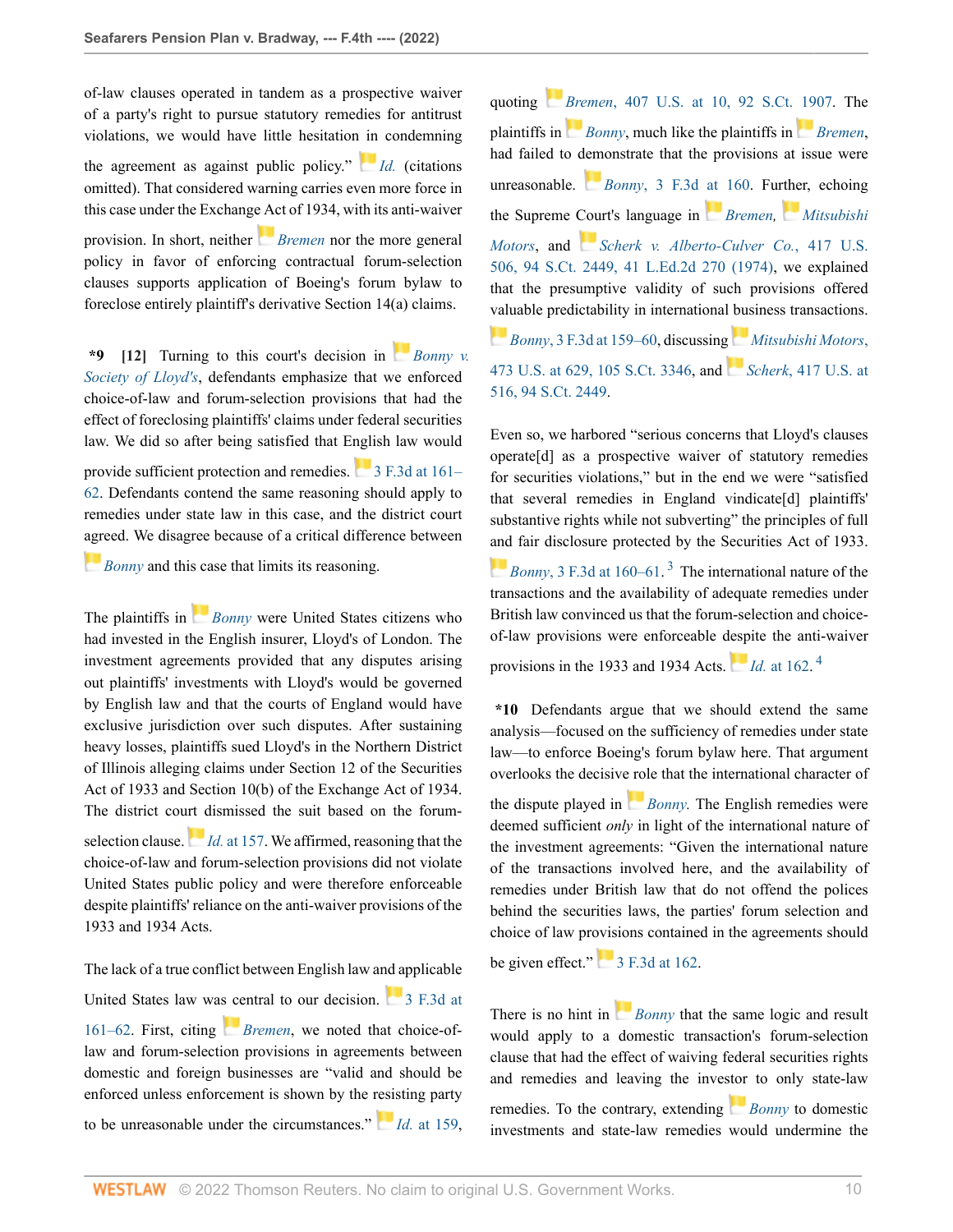of-law clauses operated in tandem as a prospective waiver of a party's right to pursue statutory remedies for antitrust violations, we would have little hesitation in condemning the agreement as against public policy." *Id.* (citations omitted). That considered warning carries even more force in this case under the Exchange Act of 1934, with its anti-waiver provision. In short, neither *Bremen* nor the more general policy in favor of enforcing contractual forum-selection clauses supports application of Boeing's forum bylaw to foreclose entirely plaintiff's derivative Section 14(a) claims.

**\*9 [12]** Turning to this court's decision in *Bonny v. Society of Lloyd's*, defendants emphasize that we enforced choice-of-law and forum-selection provisions that had the effect of foreclosing plaintiffs' claims under federal securities law. We did so after being satisfied that English law would provide sufficient protection and remedies. 3 F.3d at 161–62. Defendants contend the same reasoning should apply to remedies under state law in this case, and the district court agreed. We disagree because of a critical difference between *Bonny* and this case that limits its reasoning.

The plaintiffs in *Bonny* were United States citizens who had invested in the English insurer, Lloyd's of London. The investment agreements provided that any disputes arising out plaintiffs' investments with Lloyd's would be governed by English law and that the courts of England would have exclusive jurisdiction over such disputes. After sustaining heavy losses, plaintiffs sued Lloyd's in the Northern District of Illinois alleging claims under Section 12 of the Securities Act of 1933 and Section 10(b) of the Exchange Act of 1934. The district court dismissed the suit based on the forum-selection clause. *Id.* at 157. We affirmed, reasoning that the choice-of-law and forum-selection provisions did not violate United States public policy and were therefore enforceable despite plaintiffs' reliance on the anti-waiver provisions of the 1933 and 1934 Acts.

The lack of a true conflict between English law and applicable United States law was central to our decision. 3 F.3d at 161–62. First, citing *Bremen*, we noted that choice-of-law and forum-selection provisions in agreements between domestic and foreign businesses are "valid and should be enforced unless enforcement is shown by the resisting party to be unreasonable under the circumstances." *Id.* at 159, quoting *Bremen*, 407 U.S. at 10, 92 S.Ct. 1907. The plaintiffs in *Bonny*, much like the plaintiffs in *Bremen*, had failed to demonstrate that the provisions at issue were unreasonable. *Bonny*, 3 F.3d at 160. Further, echoing the Supreme Court's language in *Bremen*, *Mitsubishi Motors*, and *Scherk v. Alberto-Culver Co.*, 417 U.S. 506, 94 S.Ct. 2449, 41 L.Ed.2d 270 (1974), we explained that the presumptive validity of such provisions offered valuable predictability in international business transactions. *Bonny*, 3 F.3d at 159–60, discussing *Mitsubishi Motors*, 473 U.S. at 629, 105 S.Ct. 3346, and *Scherk*, 417 U.S. at 516, 94 S.Ct. 2449.

Even so, we harbored "serious concerns that Lloyd's clauses operate[d] as a prospective waiver of statutory remedies for securities violations," but in the end we were "satisfied that several remedies in England vindicate[d] plaintiffs' substantive rights while not subverting" the principles of full and fair disclosure protected by the Securities Act of 1933. *Bonny*, 3 F.3d at 160–61.[3] The international nature of the transactions and the availability of adequate remedies under British law convinced us that the forum-selection and choice-of-law provisions were enforceable despite the anti-waiver provisions in the 1933 and 1934 Acts. *Id.* at 162.[4]

**\*10** Defendants argue that we should extend the same analysis—focused on the sufficiency of remedies under state law—to enforce Boeing's forum bylaw here. That argument overlooks the decisive role that the international character of the dispute played in *Bonny*. The English remedies were deemed sufficient *only* in light of the international nature of the investment agreements: "Given the international nature of the transactions involved here, and the availability of remedies under British law that do not offend the polices behind the securities laws, the parties' forum selection and choice of law provisions contained in the agreements should be given effect." 3 F.3d at 162.

There is no hint in *Bonny* that the same logic and result would apply to a domestic transaction's forum-selection clause that had the effect of waiving federal securities rights and remedies and leaving the investor to only state-law remedies. To the contrary, extending *Bonny* to domestic investments and state-law remedies would undermine the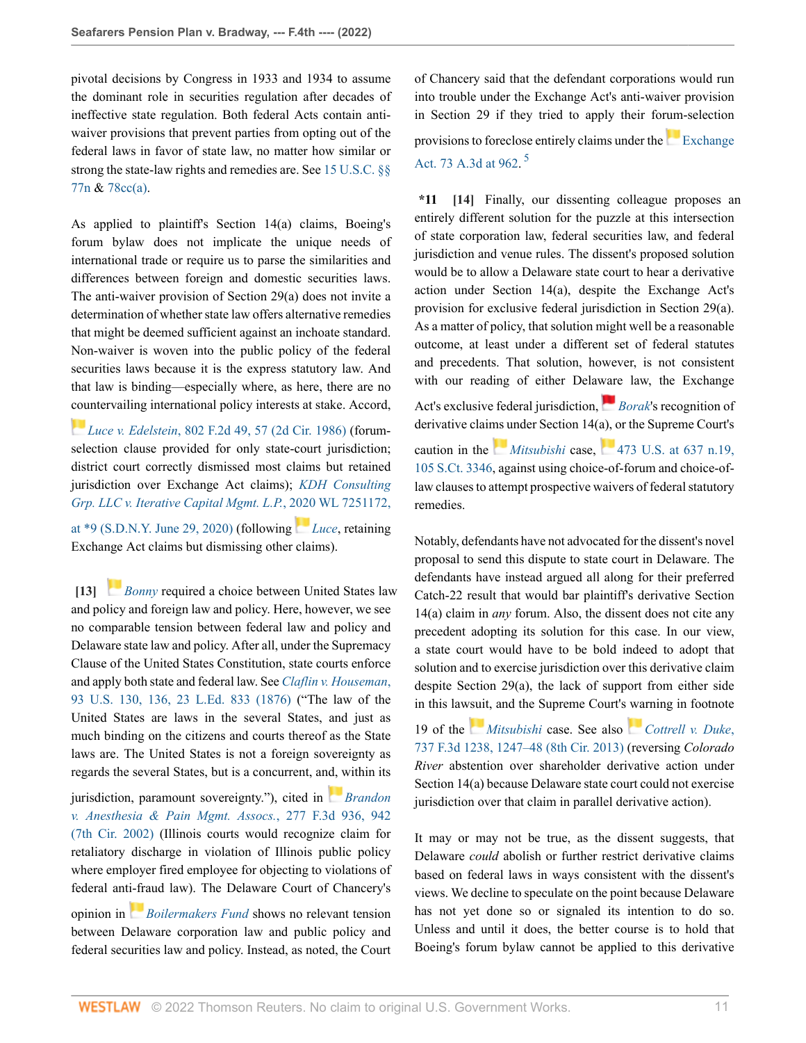pivotal decisions by Congress in 1933 and 1934 to assume the dominant role in securities regulation after decades of ineffective state regulation. Both federal Acts contain anti-waiver provisions that prevent parties from opting out of the federal laws in favor of state law, no matter how similar or strong the state-law rights and remedies are. See 15 U.S.C. §§ 77n & 78cc(a).

As applied to plaintiff's Section 14(a) claims, Boeing's forum bylaw does not implicate the unique needs of international trade or require us to parse the similarities and differences between foreign and domestic securities laws. The anti-waiver provision of Section 29(a) does not invite a determination of whether state law offers alternative remedies that might be deemed sufficient against an inchoate standard. Non-waiver is woven into the public policy of the federal securities laws because it is the express statutory law. And that law is binding—especially where, as here, there are no countervailing international policy interests at stake. Accord, *Luce v. Edelstein*, 802 F.2d 49, 57 (2d Cir. 1986) (forum-selection clause provided for only state-court jurisdiction; district court correctly dismissed most claims but retained jurisdiction over Exchange Act claims); *KDH Consulting Grp. LLC v. Iterative Capital Mgmt. L.P.*, 2020 WL 7251172, at *9 (S.D.N.Y. June 29, 2020) (following *Luce*, retaining Exchange Act claims but dismissing other claims).

**[13]** *Bonny* required a choice between United States law and policy and foreign law and policy. Here, however, we see no comparable tension between federal law and policy and Delaware state law and policy. After all, under the Supremacy Clause of the United States Constitution, state courts enforce and apply both state and federal law. See *Claflin v. Houseman*, 93 U.S. 130, 136, 23 L.Ed. 833 (1876) ("The law of the United States are laws in the several States, and just as much binding on the citizens and courts thereof as the State laws are. The United States is not a foreign sovereignty as regards the several States, but is a concurrent, and, within its jurisdiction, paramount sovereignty."), cited in *Brandon v. Anesthesia & Pain Mgmt. Assocs.*, 277 F.3d 936, 942 (7th Cir. 2002) (Illinois courts would recognize claim for retaliatory discharge in violation of Illinois public policy where employer fired employee for objecting to violations of federal anti-fraud law). The Delaware Court of Chancery's opinion in *Boilermakers Fund* shows no relevant tension between Delaware corporation law and public policy and federal securities law and policy. Instead, as noted, the Court of Chancery said that the defendant corporations would run into trouble under the Exchange Act's anti-waiver provision in Section 29 if they tried to apply their forum-selection provisions to foreclose entirely claims under the Exchange Act. 73 A.3d at 962. [5]

**\*11 [14]** Finally, our dissenting colleague proposes an entirely different solution for the puzzle at this intersection of state corporation law, federal securities law, and federal jurisdiction and venue rules. The dissent's proposed solution would be to allow a Delaware state court to hear a derivative action under Section 14(a), despite the Exchange Act's provision for exclusive federal jurisdiction in Section 29(a). As a matter of policy, that solution might well be a reasonable outcome, at least under a different set of federal statutes and precedents. That solution, however, is not consistent with our reading of either Delaware law, the Exchange Act's exclusive federal jurisdiction, *Borak*'s recognition of derivative claims under Section 14(a), or the Supreme Court's caution in the *Mitsubishi* case, 473 U.S. at 637 n.19, 105 S.Ct. 3346, against using choice-of-forum and choice-of-law clauses to attempt prospective waivers of federal statutory remedies.

Notably, defendants have not advocated for the dissent's novel proposal to send this dispute to state court in Delaware. The defendants have instead argued all along for their preferred Catch-22 result that would bar plaintiff's derivative Section 14(a) claim in *any* forum. Also, the dissent does not cite any precedent adopting its solution for this case. In our view, a state court would have to be bold indeed to adopt that solution and to exercise jurisdiction over this derivative claim despite Section 29(a), the lack of support from either side in this lawsuit, and the Supreme Court's warning in footnote 19 of the *Mitsubishi* case. See also *Cottrell v. Duke*, 737 F.3d 1238, 1247–48 (8th Cir. 2013) (reversing *Colorado River* abstention over shareholder derivative action under Section 14(a) because Delaware state court could not exercise jurisdiction over that claim in parallel derivative action).

It may or may not be true, as the dissent suggests, that Delaware *could* abolish or further restrict derivative claims based on federal laws in ways consistent with the dissent's views. We decline to speculate on the point because Delaware has not yet done so or signaled its intention to do so. Unless and until it does, the better course is to hold that Boeing's forum bylaw cannot be applied to this derivative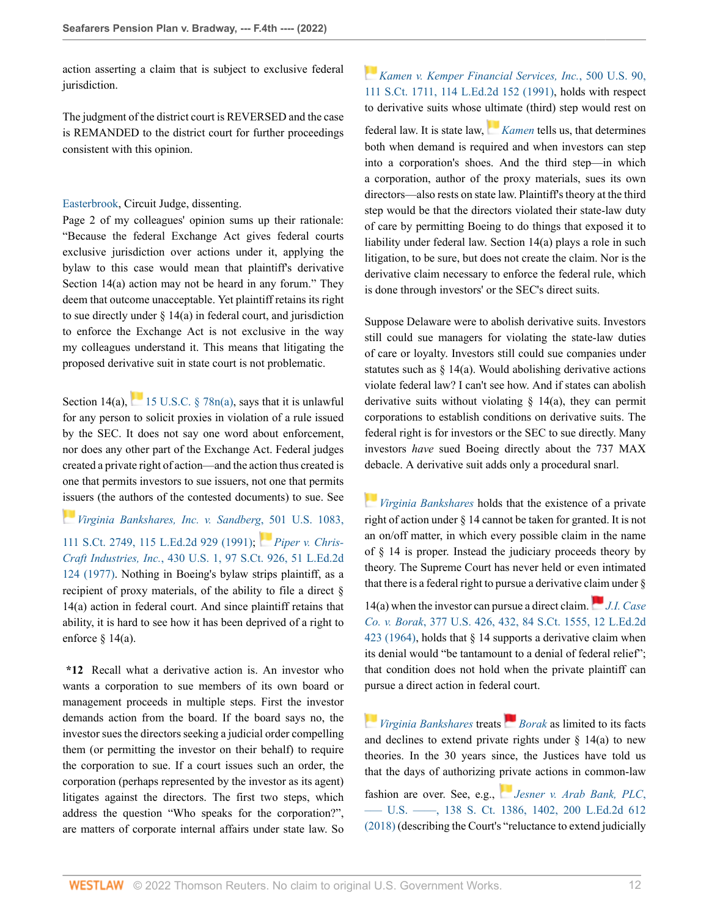action asserting a claim that is subject to exclusive federal jurisdiction.

The judgment of the district court is REVERSED and the case is REMANDED to the district court for further proceedings consistent with this opinion.

Easterbrook, Circuit Judge, dissenting.

Page 2 of my colleagues' opinion sums up their rationale: "Because the federal Exchange Act gives federal courts exclusive jurisdiction over actions under it, applying the bylaw to this case would mean that plaintiff's derivative Section 14(a) action may not be heard in any forum." They deem that outcome unacceptable. Yet plaintiff retains its right to sue directly under § 14(a) in federal court, and jurisdiction to enforce the Exchange Act is not exclusive in the way my colleagues understand it. This means that litigating the proposed derivative suit in state court is not problematic.

Section 14(a), 15 U.S.C. § 78n(a), says that it is unlawful for any person to solicit proxies in violation of a rule issued by the SEC. It does not say one word about enforcement, nor does any other part of the Exchange Act. Federal judges created a private right of action—and the action thus created is one that permits investors to sue issuers, not one that permits issuers (the authors of the contested documents) to sue. See *Virginia Bankshares, Inc. v. Sandberg*, 501 U.S. 1083, 111 S.Ct. 2749, 115 L.Ed.2d 929 (1991); *Piper v. Chris-Craft Industries, Inc.*, 430 U.S. 1, 97 S.Ct. 926, 51 L.Ed.2d 124 (1977). Nothing in Boeing's bylaw strips plaintiff, as a recipient of proxy materials, of the ability to file a direct § 14(a) action in federal court. And since plaintiff retains that ability, it is hard to see how it has been deprived of a right to enforce § 14(a).

**\*12** Recall what a derivative action is. An investor who wants a corporation to sue members of its own board or management proceeds in multiple steps. First the investor demands action from the board. If the board says no, the investor sues the directors seeking a judicial order compelling them (or permitting the investor on their behalf) to require the corporation to sue. If a court issues such an order, the corporation (perhaps represented by the investor as its agent) litigates against the directors. The first two steps, which address the question "Who speaks for the corporation?", are matters of corporate internal affairs under state law. So *Kamen v. Kemper Financial Services, Inc.*, 500 U.S. 90, 111 S.Ct. 1711, 114 L.Ed.2d 152 (1991), holds with respect to derivative suits whose ultimate (third) step would rest on federal law. It is state law, *Kamen* tells us, that determines both when demand is required and when investors can step into a corporation's shoes. And the third step—in which a corporation, author of the proxy materials, sues its own directors—also rests on state law. Plaintiff's theory at the third step would be that the directors violated their state-law duty of care by permitting Boeing to do things that exposed it to liability under federal law. Section 14(a) plays a role in such litigation, to be sure, but does not create the claim. Nor is the derivative claim necessary to enforce the federal rule, which is done through investors' or the SEC's direct suits.

Suppose Delaware were to abolish derivative suits. Investors still could sue managers for violating the state-law duties of care or loyalty. Investors still could sue companies under statutes such as § 14(a). Would abolishing derivative actions violate federal law? I can't see how. And if states can abolish derivative suits without violating § 14(a), they can permit corporations to establish conditions on derivative suits. The federal right is for investors or the SEC to sue directly. Many investors *have* sued Boeing directly about the 737 MAX debacle. A derivative suit adds only a procedural snarl.

*Virginia Bankshares* holds that the existence of a private right of action under § 14 cannot be taken for granted. It is not an on/off matter, in which every possible claim in the name of § 14 is proper. Instead the judiciary proceeds theory by theory. The Supreme Court has never held or even intimated that there is a federal right to pursue a derivative claim under § 14(a) when the investor can pursue a direct claim. *J.I. Case Co. v. Borak*, 377 U.S. 426, 432, 84 S.Ct. 1555, 12 L.Ed.2d 423 (1964), holds that § 14 supports a derivative claim when its denial would "be tantamount to a denial of federal relief"; that condition does not hold when the private plaintiff can pursue a direct action in federal court.

*Virginia Bankshares* treats *Borak* as limited to its facts and declines to extend private rights under § 14(a) to new theories. In the 30 years since, the Justices have told us that the days of authorizing private actions in common-law fashion are over. See, e.g., *Jesner v. Arab Bank, PLC*, ––– U.S. ––––, 138 S. Ct. 1386, 1402, 200 L.Ed.2d 612 (2018) (describing the Court's "reluctance to extend judicially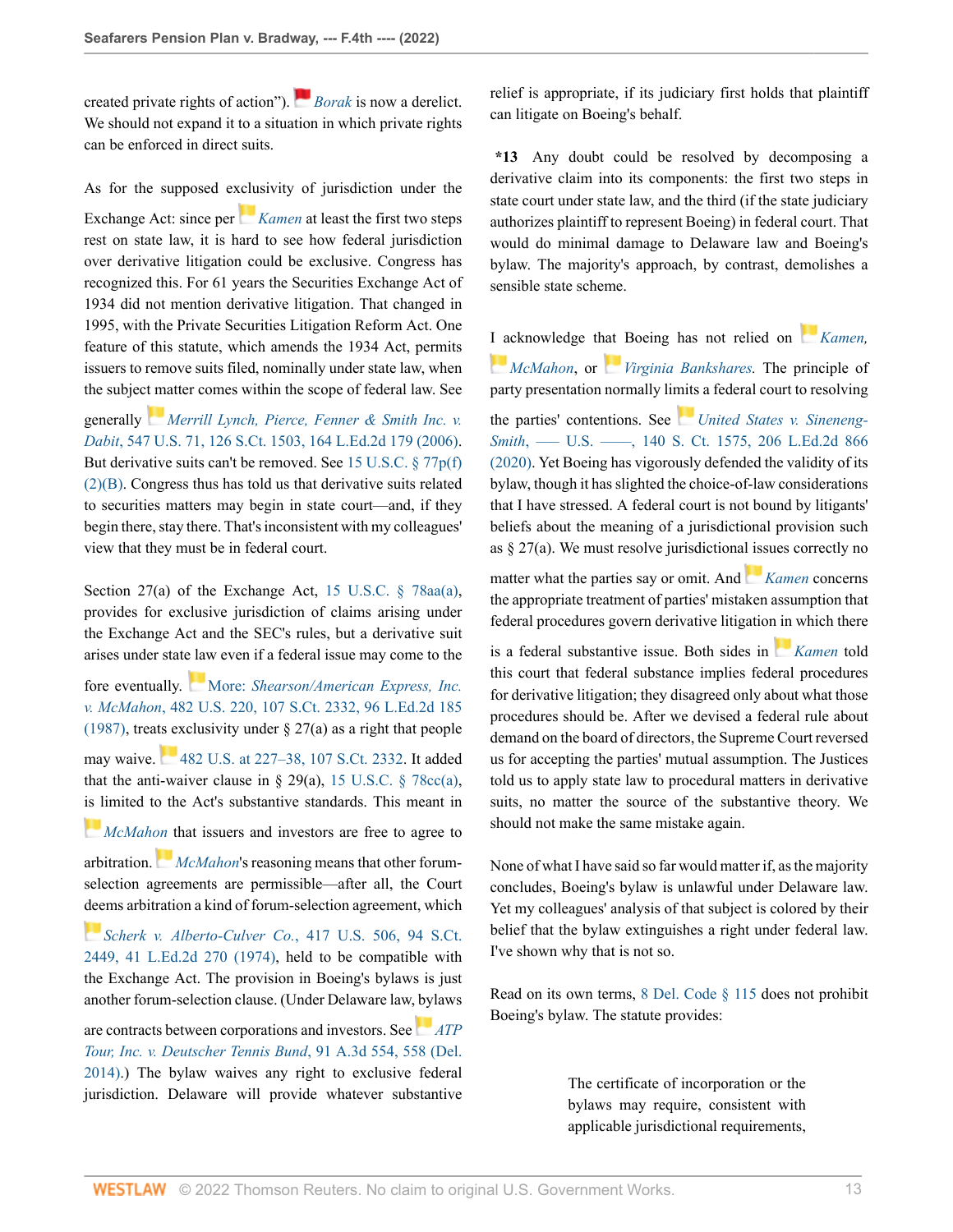created private rights of action"). *Borak* is now a derelict. We should not expand it to a situation in which private rights can be enforced in direct suits.

As for the supposed exclusivity of jurisdiction under the Exchange Act: since per *Kamen* at least the first two steps rest on state law, it is hard to see how federal jurisdiction over derivative litigation could be exclusive. Congress has recognized this. For 61 years the Securities Exchange Act of 1934 did not mention derivative litigation. That changed in 1995, with the Private Securities Litigation Reform Act. One feature of this statute, which amends the 1934 Act, permits issuers to remove suits filed, nominally under state law, when the subject matter comes within the scope of federal law. See generally *Merrill Lynch, Pierce, Fenner & Smith Inc. v. Dabit*, 547 U.S. 71, 126 S.Ct. 1503, 164 L.Ed.2d 179 (2006). But derivative suits can't be removed. See 15 U.S.C. § 77p(f)(2)(B). Congress thus has told us that derivative suits related to securities matters may begin in state court—and, if they begin there, stay there. That's inconsistent with my colleagues' view that they must be in federal court.

Section 27(a) of the Exchange Act, 15 U.S.C. § 78aa(a), provides for exclusive jurisdiction of claims arising under the Exchange Act and the SEC's rules, but a derivative suit arises under state law even if a federal issue may come to the fore eventually. More: *Shearson/American Express, Inc. v. McMahon*, 482 U.S. 220, 107 S.Ct. 2332, 96 L.Ed.2d 185 (1987), treats exclusivity under § 27(a) as a right that people may waive. 482 U.S. at 227–38, 107 S.Ct. 2332. It added that the anti-waiver clause in § 29(a), 15 U.S.C. § 78cc(a), is limited to the Act's substantive standards. This meant in *McMahon* that issuers and investors are free to agree to arbitration. *McMahon*'s reasoning means that other forum-selection agreements are permissible—after all, the Court deems arbitration a kind of forum-selection agreement, which *Scherk v. Alberto-Culver Co.*, 417 U.S. 506, 94 S.Ct. 2449, 41 L.Ed.2d 270 (1974), held to be compatible with the Exchange Act. The provision in Boeing's bylaws is just another forum-selection clause. (Under Delaware law, bylaws are contracts between corporations and investors. See *ATP Tour, Inc. v. Deutscher Tennis Bund*, 91 A.3d 554, 558 (Del. 2014).) The bylaw waives any right to exclusive federal jurisdiction. Delaware will provide whatever substantive relief is appropriate, if its judiciary first holds that plaintiff can litigate on Boeing's behalf.

**\*13** Any doubt could be resolved by decomposing a derivative claim into its components: the first two steps in state court under state law, and the third (if the state judiciary authorizes plaintiff to represent Boeing) in federal court. That would do minimal damage to Delaware law and Boeing's bylaw. The majority's approach, by contrast, demolishes a sensible state scheme.

I acknowledge that Boeing has not relied on *Kamen*, *McMahon*, or *Virginia Bankshares*. The principle of party presentation normally limits a federal court to resolving the parties' contentions. See *United States v. Sineneng-Smith*, —— U.S. ——, 140 S. Ct. 1575, 206 L.Ed.2d 866 (2020). Yet Boeing has vigorously defended the validity of its bylaw, though it has slighted the choice-of-law considerations that I have stressed. A federal court is not bound by litigants' beliefs about the meaning of a jurisdictional provision such as § 27(a). We must resolve jurisdictional issues correctly no matter what the parties say or omit. And *Kamen* concerns the appropriate treatment of parties' mistaken assumption that federal procedures govern derivative litigation in which there is a federal substantive issue. Both sides in *Kamen* told this court that federal substance implies federal procedures for derivative litigation; they disagreed only about what those procedures should be. After we devised a federal rule about demand on the board of directors, the Supreme Court reversed us for accepting the parties' mutual assumption. The Justices told us to apply state law to procedural matters in derivative suits, no matter the source of the substantive theory. We should not make the same mistake again.

None of what I have said so far would matter if, as the majority concludes, Boeing's bylaw is unlawful under Delaware law. Yet my colleagues' analysis of that subject is colored by their belief that the bylaw extinguishes a right under federal law. I've shown why that is not so.

Read on its own terms, 8 Del. Code § 115 does not prohibit Boeing's bylaw. The statute provides:

> The certificate of incorporation or the bylaws may require, consistent with applicable jurisdictional requirements,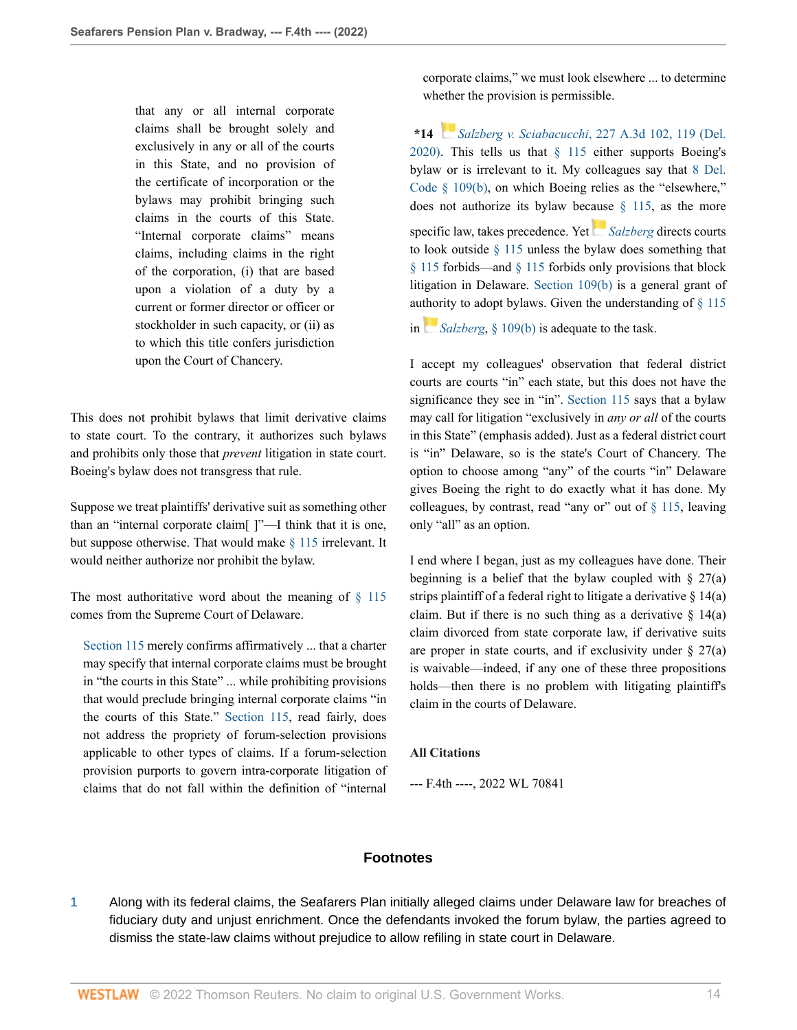> that any or all internal corporate claims shall be brought solely and exclusively in any or all of the courts in this State, and no provision of the certificate of incorporation or the bylaws may prohibit bringing such claims in the courts of this State. "Internal corporate claims" means claims, including claims in the right of the corporation, (i) that are based upon a violation of a duty by a current or former director or officer or stockholder in such capacity, or (ii) as to which this title confers jurisdiction upon the Court of Chancery.

This does not prohibit bylaws that limit derivative claims to state court. To the contrary, it authorizes such bylaws and prohibits only those that *prevent* litigation in state court. Boeing's bylaw does not transgress that rule.

Suppose we treat plaintiffs' derivative suit as something other than an "internal corporate claim[ ]"—I think that it is one, but suppose otherwise. That would make § 115 irrelevant. It would neither authorize nor prohibit the bylaw.

The most authoritative word about the meaning of § 115 comes from the Supreme Court of Delaware.

> Section 115 merely confirms affirmatively ... that a charter may specify that internal corporate claims must be brought in "the courts in this State" ... while prohibiting provisions that would preclude bringing internal corporate claims "in the courts of this State." Section 115, read fairly, does not address the propriety of forum-selection provisions applicable to other types of claims. If a forum-selection provision purports to govern intra-corporate litigation of claims that do not fall within the definition of "internal corporate claims," we must look elsewhere ... to determine whether the provision is permissible.

**\*14** *Salzberg v. Sciabacucchi*, 227 A.3d 102, 119 (Del. 2020). This tells us that § 115 either supports Boeing's bylaw or is irrelevant to it. My colleagues say that 8 Del. Code § 109(b), on which Boeing relies as the "elsewhere," does not authorize its bylaw because § 115, as the more specific law, takes precedence. Yet *Salzberg* directs courts to look outside § 115 unless the bylaw does something that § 115 forbids—and § 115 forbids only provisions that block litigation in Delaware. Section 109(b) is a general grant of authority to adopt bylaws. Given the understanding of § 115 in *Salzberg*, § 109(b) is adequate to the task.

I accept my colleagues' observation that federal district courts are courts "in" each state, but this does not have the significance they see in "in". Section 115 says that a bylaw may call for litigation "exclusively in *any or all* of the courts in this State" (emphasis added). Just as a federal district court is "in" Delaware, so is the state's Court of Chancery. The option to choose among "any" of the courts "in" Delaware gives Boeing the right to do exactly what it has done. My colleagues, by contrast, read "any or" out of § 115, leaving only "all" as an option.

I end where I began, just as my colleagues have done. Their beginning is a belief that the bylaw coupled with § 27(a) strips plaintiff of a federal right to litigate a derivative § 14(a) claim. But if there is no such thing as a derivative § 14(a) claim divorced from state corporate law, if derivative suits are proper in state courts, and if exclusivity under § 27(a) is waivable—indeed, if any one of these three propositions holds—then there is no problem with litigating plaintiff's claim in the courts of Delaware.

**All Citations**

--- F.4th ----, 2022 WL 70841

## Footnotes

1. Along with its federal claims, the Seafarers Plan initially alleged claims under Delaware law for breaches of fiduciary duty and unjust enrichment. Once the defendants invoked the forum bylaw, the parties agreed to dismiss the state-law claims without prejudice to allow refiling in state court in Delaware.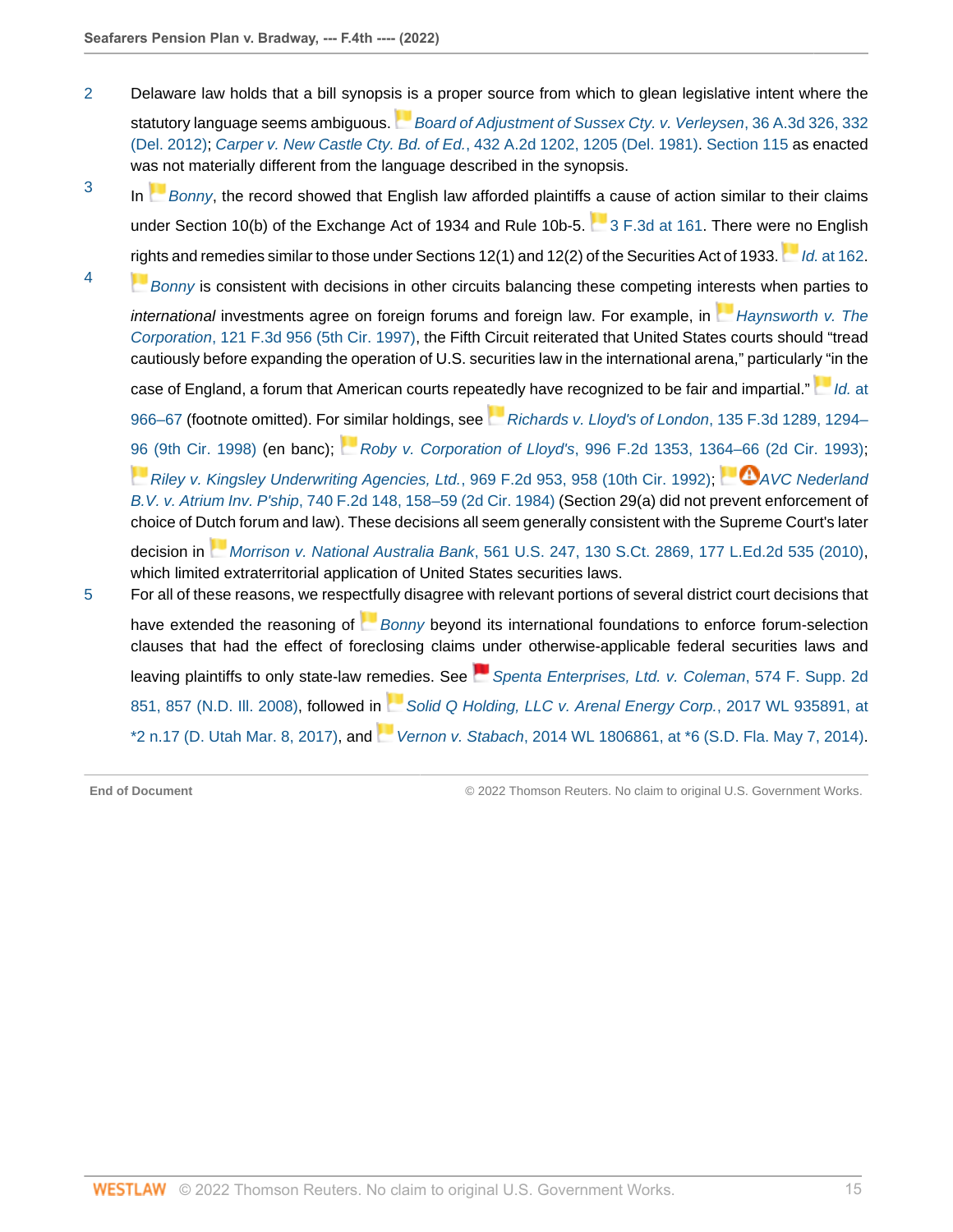2 Delaware law holds that a bill synopsis is a proper source from which to glean legislative intent where the statutory language seems ambiguous. *Board of Adjustment of Sussex Cty. v. Verleysen*, 36 A.3d 326, 332 (Del. 2012); *Carper v. New Castle Cty. Bd. of Ed.*, 432 A.2d 1202, 1205 (Del. 1981). Section 115 as enacted was not materially different from the language described in the synopsis.

3 In *Bonny*, the record showed that English law afforded plaintiffs a cause of action similar to their claims under Section 10(b) of the Exchange Act of 1934 and Rule 10b-5. 3 F.3d at 161. There were no English rights and remedies similar to those under Sections 12(1) and 12(2) of the Securities Act of 1933. *Id.* at 162.

4 *Bonny* is consistent with decisions in other circuits balancing these competing interests when parties to *international* investments agree on foreign forums and foreign law. For example, in *Haynsworth v. The Corporation*, 121 F.3d 956 (5th Cir. 1997), the Fifth Circuit reiterated that United States courts should "tread cautiously before expanding the operation of U.S. securities law in the international arena," particularly "in the case of England, a forum that American courts repeatedly have recognized to be fair and impartial." *Id.* at 966–67 (footnote omitted). For similar holdings, see *Richards v. Lloyd's of London*, 135 F.3d 1289, 1294–96 (9th Cir. 1998) (en banc); *Roby v. Corporation of Lloyd's*, 996 F.2d 1353, 1364–66 (2d Cir. 1993); *Riley v. Kingsley Underwriting Agencies, Ltd.*, 969 F.2d 953, 958 (10th Cir. 1992); *AVC Nederland B.V. v. Atrium Inv. P'ship*, 740 F.2d 148, 158–59 (2d Cir. 1984) (Section 29(a) did not prevent enforcement of choice of Dutch forum and law). These decisions all seem generally consistent with the Supreme Court's later decision in *Morrison v. National Australia Bank*, 561 U.S. 247, 130 S.Ct. 2869, 177 L.Ed.2d 535 (2010), which limited extraterritorial application of United States securities laws.

5 For all of these reasons, we respectfully disagree with relevant portions of several district court decisions that have extended the reasoning of *Bonny* beyond its international foundations to enforce forum-selection clauses that had the effect of foreclosing claims under otherwise-applicable federal securities laws and leaving plaintiffs to only state-law remedies. See *Spenta Enterprises, Ltd. v. Coleman*, 574 F. Supp. 2d 851, 857 (N.D. Ill. 2008), followed in *Solid Q Holding, LLC v. Arenal Energy Corp.*, 2017 WL 935891, at *2 n.17 (D. Utah Mar. 8, 2017), and *Vernon v. Stabach*, 2014 WL 1806861, at *6 (S.D. Fla. May 7, 2014).

**End of Document** © 2022 Thomson Reuters. No claim to original U.S. Government Works.